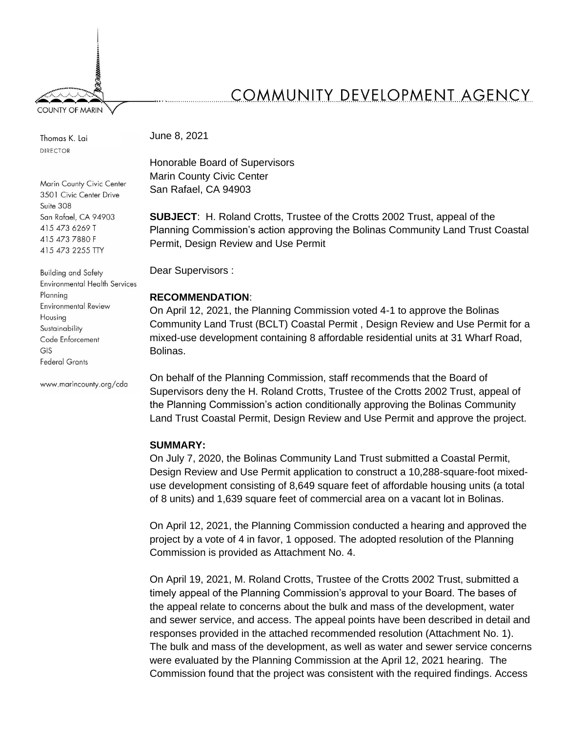# COMMUNITY DEVELOPMENT AGENCY

COUNTY OF MARIN

Thomas K. Lai
DIRECTOR

Marin County Civic Center
3501 Civic Center Drive
Suite 308
San Rafael, CA 94903
415 473 6269 T
415 473 7880 F
415 473 2255 TTY

Building and Safety
Environmental Health Services
Planning
Environmental Review
Housing
Sustainability
Code Enforcement
GIS
Federal Grants

www.marincounty.org/cda

June 8, 2021

Honorable Board of Supervisors
Marin County Civic Center
San Rafael, CA 94903

**SUBJECT**: H. Roland Crotts, Trustee of the Crotts 2002 Trust, appeal of the Planning Commission's action approving the Bolinas Community Land Trust Coastal Permit, Design Review and Use Permit

Dear Supervisors :

**RECOMMENDATION**:

On April 12, 2021, the Planning Commission voted 4-1 to approve the Bolinas Community Land Trust (BCLT) Coastal Permit , Design Review and Use Permit for a mixed-use development containing 8 affordable residential units at 31 Wharf Road, Bolinas.

On behalf of the Planning Commission, staff recommends that the Board of Supervisors deny the H. Roland Crotts, Trustee of the Crotts 2002 Trust, appeal of the Planning Commission's action conditionally approving the Bolinas Community Land Trust Coastal Permit, Design Review and Use Permit and approve the project.

**SUMMARY:**

On July 7, 2020, the Bolinas Community Land Trust submitted a Coastal Permit, Design Review and Use Permit application to construct a 10,288-square-foot mixed-use development consisting of 8,649 square feet of affordable housing units (a total of 8 units) and 1,639 square feet of commercial area on a vacant lot in Bolinas.

On April 12, 2021, the Planning Commission conducted a hearing and approved the project by a vote of 4 in favor, 1 opposed. The adopted resolution of the Planning Commission is provided as Attachment No. 4.

On April 19, 2021, M. Roland Crotts, Trustee of the Crotts 2002 Trust, submitted a timely appeal of the Planning Commission's approval to your Board. The bases of the appeal relate to concerns about the bulk and mass of the development, water and sewer service, and access. The appeal points have been described in detail and responses provided in the attached recommended resolution (Attachment No. 1). The bulk and mass of the development, as well as water and sewer service concerns were evaluated by the Planning Commission at the April 12, 2021 hearing. The Commission found that the project was consistent with the required findings. Access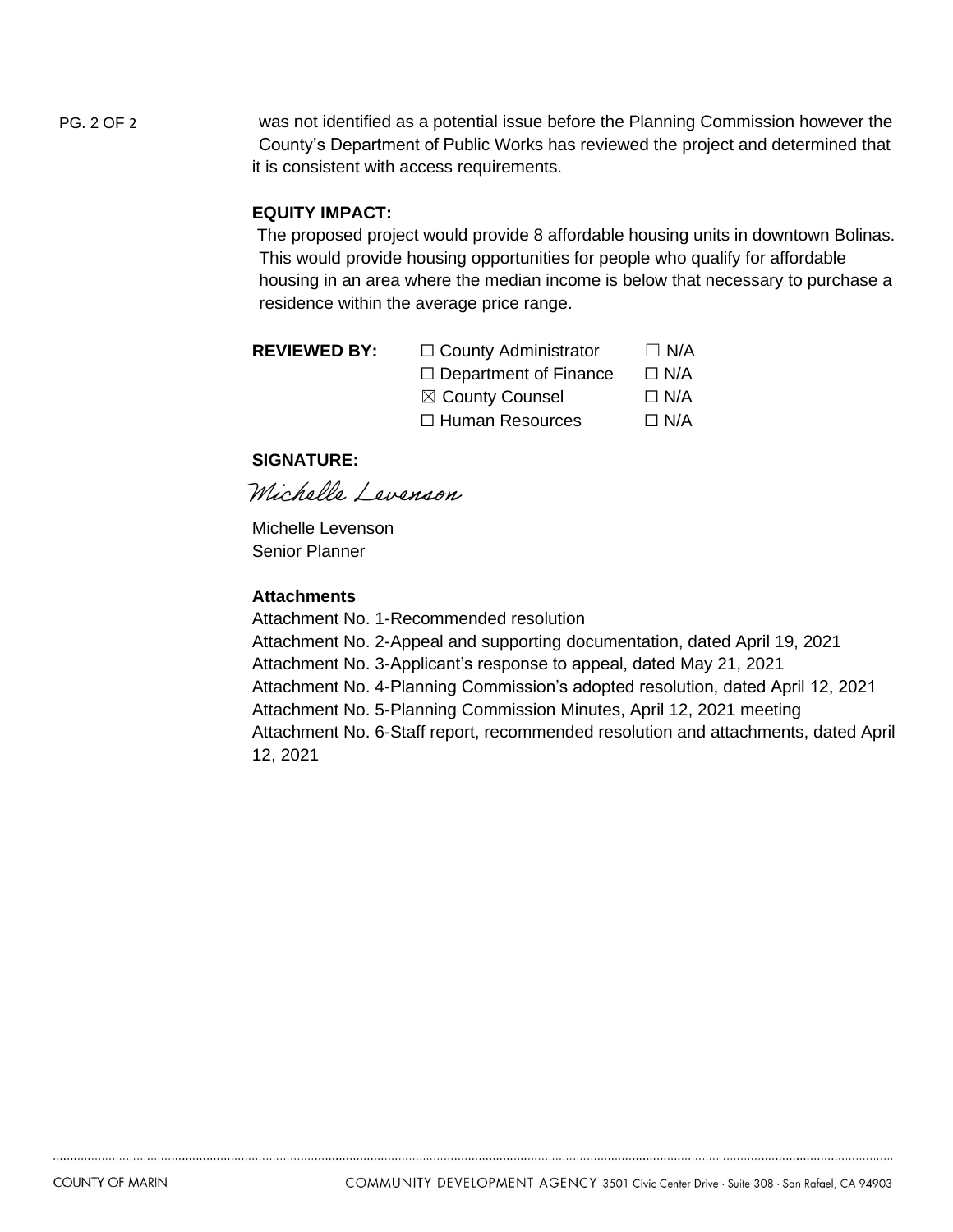was not identified as a potential issue before the Planning Commission however the County's Department of Public Works has reviewed the project and determined that it is consistent with access requirements.

**EQUITY IMPACT:**

The proposed project would provide 8 affordable housing units in downtown Bolinas. This would provide housing opportunities for people who qualify for affordable housing in an area where the median income is below that necessary to purchase a residence within the average price range.

| | | |
|---|---|---|
| **REVIEWED BY:** | ☐ County Administrator | ☐ N/A |
| | ☐ Department of Finance | ☐ N/A |
| | ☒ County Counsel | ☐ N/A |
| | ☐ Human Resources | ☐ N/A |

**SIGNATURE:**

*Michelle Levenson*

Michelle Levenson
Senior Planner

**Attachments**

Attachment No. 1-Recommended resolution
Attachment No. 2-Appeal and supporting documentation, dated April 19, 2021
Attachment No. 3-Applicant's response to appeal, dated May 21, 2021
Attachment No. 4-Planning Commission's adopted resolution, dated April 12, 2021
Attachment No. 5-Planning Commission Minutes, April 12, 2021 meeting
Attachment No. 6-Staff report, recommended resolution and attachments, dated April 12, 2021